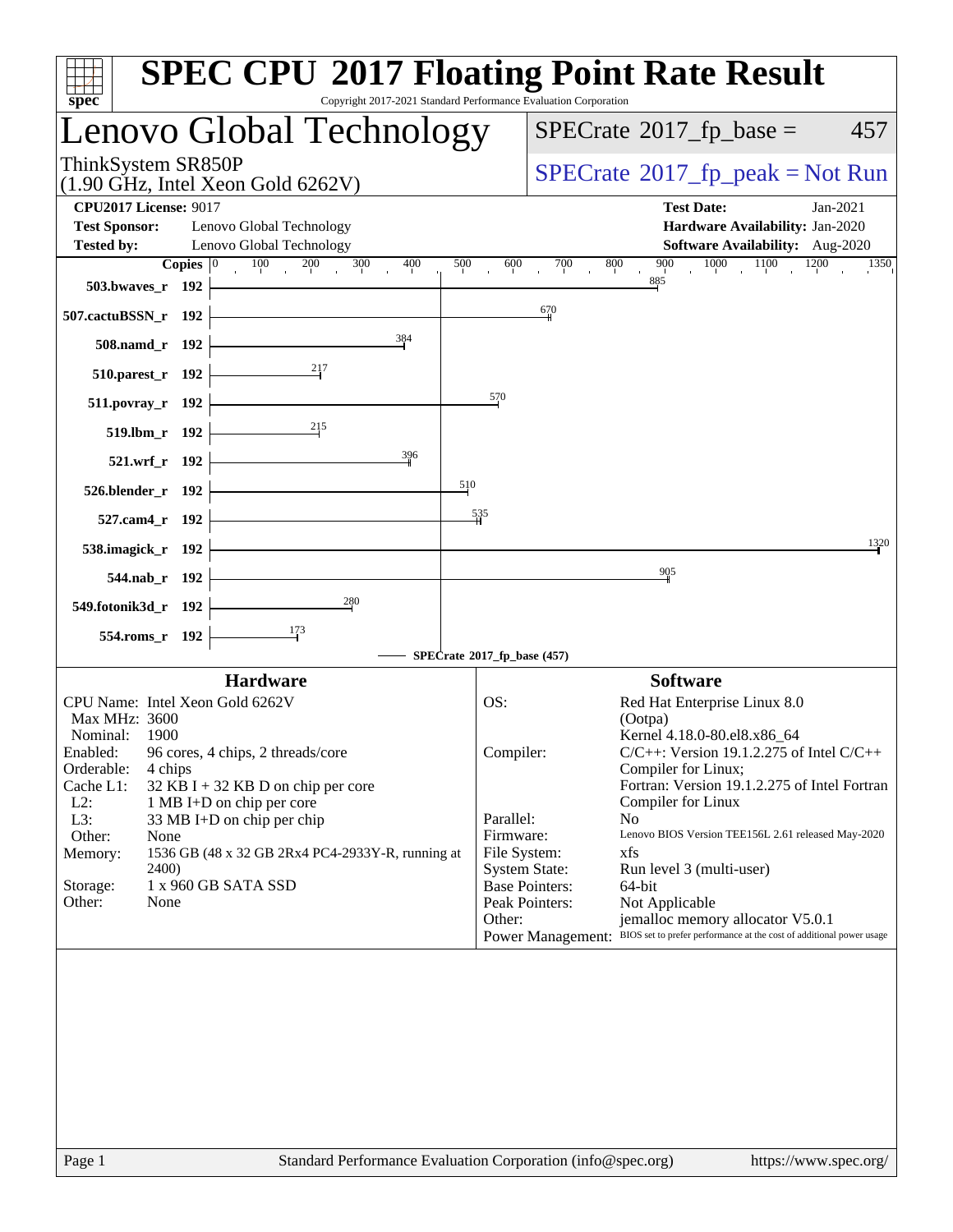# SPEC CPU 2017 Floating Point Rate Result

Copyright 2017-2021 Standard Performance Evaluation Corporation

## Lenovo Global Technology

ThinkSystem SR850P
(1.90 GHz, Intel Xeon Gold 6262V)

SPECrate 2017_fp_base = 457

SPECrate 2017_fp_peak = Not Run

**CPU2017 License:** 9017
**Test Sponsor:** Lenovo Global Technology
**Tested by:** Lenovo Global Technology

**Test Date:** Jan-2021
**Hardware Availability:** Jan-2020
**Software Availability:** Aug-2020

| Benchmark | Copies | SPECrate 2017_fp_base |
|---|---|---|
| 503.bwaves_r | 192 | 885 |
| 507.cactuBSSN_r | 192 | 670 |
| 508.namd_r | 192 | 384 |
| 510.parest_r | 192 | 217 |
| 511.povray_r | 192 | 570 |
| 519.lbm_r | 192 | 215 |
| 521.wrf_r | 192 | 396 |
| 526.blender_r | 192 | 510 |
| 527.cam4_r | 192 | 535 |
| 538.imagick_r | 192 | 1320 |
| 544.nab_r | 192 | 905 |
| 549.fotonik3d_r | 192 | 280 |
| 554.roms_r | 192 | 173 |

SPECrate 2017_fp_base (457)

### Hardware

| | |
|---|---|
| CPU Name: | Intel Xeon Gold 6262V |
| Max MHz: | 3600 |
| Nominal: | 1900 |
| Enabled: | 96 cores, 4 chips, 2 threads/core |
| Orderable: | 4 chips |
| Cache L1: | 32 KB I + 32 KB D on chip per core |
| L2: | 1 MB I+D on chip per core |
| L3: | 33 MB I+D on chip per chip |
| Other: | None |
| Memory: | 1536 GB (48 x 32 GB 2Rx4 PC4-2933Y-R, running at 2400) |
| Storage: | 1 x 960 GB SATA SSD |
| Other: | None |

### Software

| | |
|---|---|
| OS: | Red Hat Enterprise Linux 8.0 (Ootpa) Kernel 4.18.0-80.el8.x86_64 |
| Compiler: | C/C++: Version 19.1.2.275 of Intel C/C++ Compiler for Linux; Fortran: Version 19.1.2.275 of Intel Fortran Compiler for Linux |
| Parallel: | No |
| Firmware: | Lenovo BIOS Version TEE156L 2.61 released May-2020 |
| File System: | xfs |
| System State: | Run level 3 (multi-user) |
| Base Pointers: | 64-bit |
| Peak Pointers: | Not Applicable |
| Other: | jemalloc memory allocator V5.0.1 |
| Power Management: | BIOS set to prefer performance at the cost of additional power usage |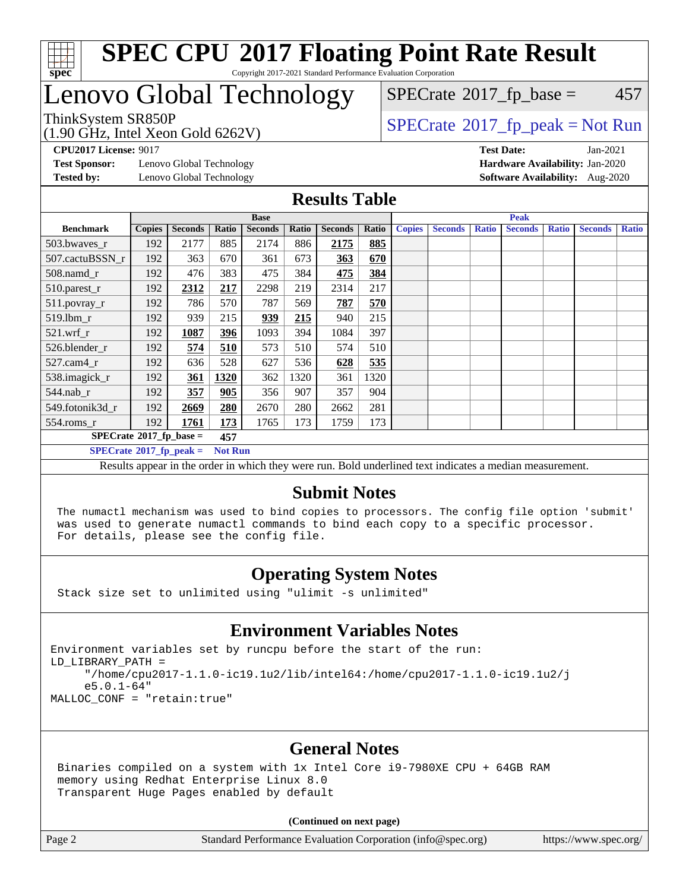# SPEC CPU 2017 Floating Point Rate Result

Copyright 2017-2021 Standard Performance Evaluation Corporation

## Lenovo Global Technology

ThinkSystem SR850P
(1.90 GHz, Intel Xeon Gold 6262V)

SPECrate 2017_fp_base = 457

SPECrate 2017_fp_peak = Not Run

**CPU2017 License:** 9017
**Test Sponsor:** Lenovo Global Technology
**Tested by:** Lenovo Global Technology

**Test Date:** Jan-2021
**Hardware Availability:** Jan-2020
**Software Availability:** Aug-2020

## Results Table

| Benchmark | Base | | | | | | | Peak | | | | | | |
|---|---|---|---|---|---|---|---|---|---|---|---|---|---|---|
| | Copies | Seconds | Ratio | Seconds | Ratio | Seconds | Ratio | Copies | Seconds | Ratio | Seconds | Ratio | Seconds | Ratio |
| 503.bwaves_r | 192 | 2177 | 885 | 2174 | 886 | **2175** | **885** | | | | | | | |
| 507.cactuBSSN_r | 192 | 363 | 670 | 361 | 673 | **363** | **670** | | | | | | | |
| 508.namd_r | 192 | 476 | 383 | 475 | 384 | **475** | **384** | | | | | | | |
| 510.parest_r | 192 | **2312** | **217** | 2298 | 219 | 2314 | 217 | | | | | | | |
| 511.povray_r | 192 | 786 | 570 | 787 | 569 | **787** | **570** | | | | | | | |
| 519.lbm_r | 192 | 939 | 215 | **939** | **215** | 940 | 215 | | | | | | | |
| 521.wrf_r | 192 | **1087** | **396** | 1093 | 394 | 1084 | 397 | | | | | | | |
| 526.blender_r | 192 | **574** | **510** | 573 | 510 | 574 | 510 | | | | | | | |
| 527.cam4_r | 192 | 636 | 528 | 627 | 536 | **628** | **535** | | | | | | | |
| 538.imagick_r | 192 | **361** | **1320** | 362 | 1320 | 361 | 1320 | | | | | | | |
| 544.nab_r | 192 | **357** | **905** | 356 | 907 | 357 | 904 | | | | | | | |
| 549.fotonik3d_r | 192 | **2669** | **280** | 2670 | 280 | 2662 | 281 | | | | | | | |
| 554.roms_r | 192 | **1761** | **173** | 1765 | 173 | 1759 | 173 | | | | | | | |

**SPECrate 2017_fp_base = 457**

**SPECrate 2017_fp_peak = Not Run**

Results appear in the order in which they were run. Bold underlined text indicates a median measurement.

## Submit Notes

```
The numactl mechanism was used to bind copies to processors. The config file option 'submit'
was used to generate numactl commands to bind each copy to a specific processor.
For details, please see the config file.
```

## Operating System Notes

```
Stack size set to unlimited using "ulimit -s unlimited"
```

## Environment Variables Notes

```
Environment variables set by runcpu before the start of the run:
LD_LIBRARY_PATH =
     "/home/cpu2017-1.1.0-ic19.1u2/lib/intel64:/home/cpu2017-1.1.0-ic19.1u2/j
     e5.0.1-64"
MALLOC_CONF = "retain:true"
```

## General Notes

```
Binaries compiled on a system with 1x Intel Core i9-7980XE CPU + 64GB RAM
memory using Redhat Enterprise Linux 8.0
Transparent Huge Pages enabled by default
```

**(Continued on next page)**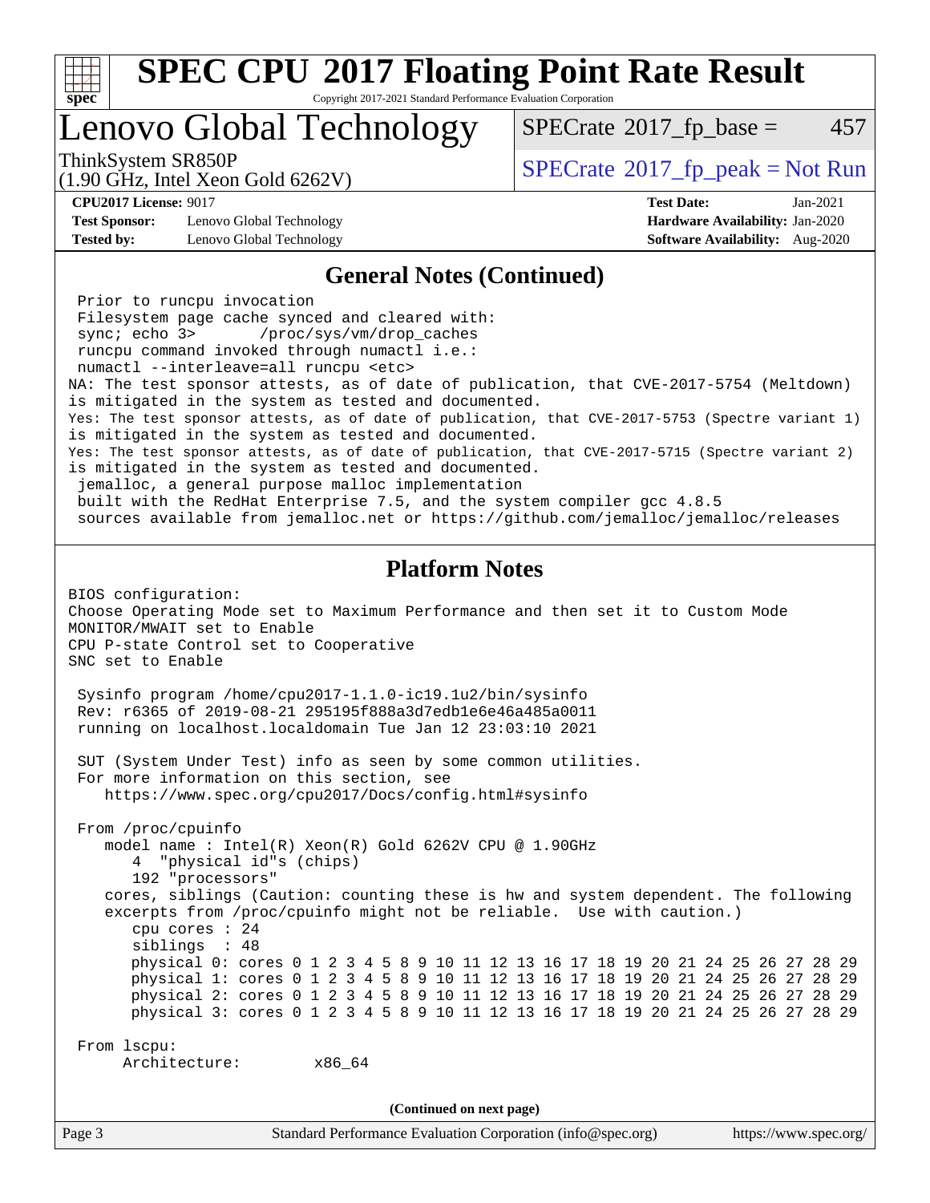# SPEC CPU 2017 Floating Point Rate Result

Copyright 2017-2021 Standard Performance Evaluation Corporation

## Lenovo Global Technology

ThinkSystem SR850P
(1.90 GHz, Intel Xeon Gold 6262V)

SPECrate 2017_fp_base = 457

SPECrate 2017_fp_peak = Not Run

**CPU2017 License:** 9017
**Test Sponsor:** Lenovo Global Technology
**Tested by:** Lenovo Global Technology

**Test Date:** Jan-2021
**Hardware Availability:** Jan-2020
**Software Availability:** Aug-2020

### General Notes (Continued)

```
 Prior to runcpu invocation
 Filesystem page cache synced and cleared with:
 sync; echo 3>       /proc/sys/vm/drop_caches
 runcpu command invoked through numactl i.e.:
 numactl --interleave=all runcpu <etc>
NA: The test sponsor attests, as of date of publication, that CVE-2017-5754 (Meltdown)
is mitigated in the system as tested and documented.
Yes: The test sponsor attests, as of date of publication, that CVE-2017-5753 (Spectre variant 1)
is mitigated in the system as tested and documented.
Yes: The test sponsor attests, as of date of publication, that CVE-2017-5715 (Spectre variant 2)
is mitigated in the system as tested and documented.
 jemalloc, a general purpose malloc implementation
 built with the RedHat Enterprise 7.5, and the system compiler gcc 4.8.5
 sources available from jemalloc.net or https://github.com/jemalloc/jemalloc/releases
```

### Platform Notes

```
BIOS configuration:
Choose Operating Mode set to Maximum Performance and then set it to Custom Mode
MONITOR/MWAIT set to Enable
CPU P-state Control set to Cooperative
SNC set to Enable

 Sysinfo program /home/cpu2017-1.1.0-ic19.1u2/bin/sysinfo
 Rev: r6365 of 2019-08-21 295195f888a3d7edb1e6e46a485a0011
 running on localhost.localdomain Tue Jan 12 23:03:10 2021

 SUT (System Under Test) info as seen by some common utilities.
 For more information on this section, see
    https://www.spec.org/cpu2017/Docs/config.html#sysinfo

 From /proc/cpuinfo
    model name : Intel(R) Xeon(R) Gold 6262V CPU @ 1.90GHz
       4  "physical id"s (chips)
       192 "processors"
    cores, siblings (Caution: counting these is hw and system dependent. The following
    excerpts from /proc/cpuinfo might not be reliable.  Use with caution.)
       cpu cores : 24
       siblings  : 48
       physical 0: cores 0 1 2 3 4 5 8 9 10 11 12 13 16 17 18 19 20 21 24 25 26 27 28 29
       physical 1: cores 0 1 2 3 4 5 8 9 10 11 12 13 16 17 18 19 20 21 24 25 26 27 28 29
       physical 2: cores 0 1 2 3 4 5 8 9 10 11 12 13 16 17 18 19 20 21 24 25 26 27 28 29
       physical 3: cores 0 1 2 3 4 5 8 9 10 11 12 13 16 17 18 19 20 21 24 25 26 27 28 29

 From lscpu:
      Architecture:        x86_64
```

(Continued on next page)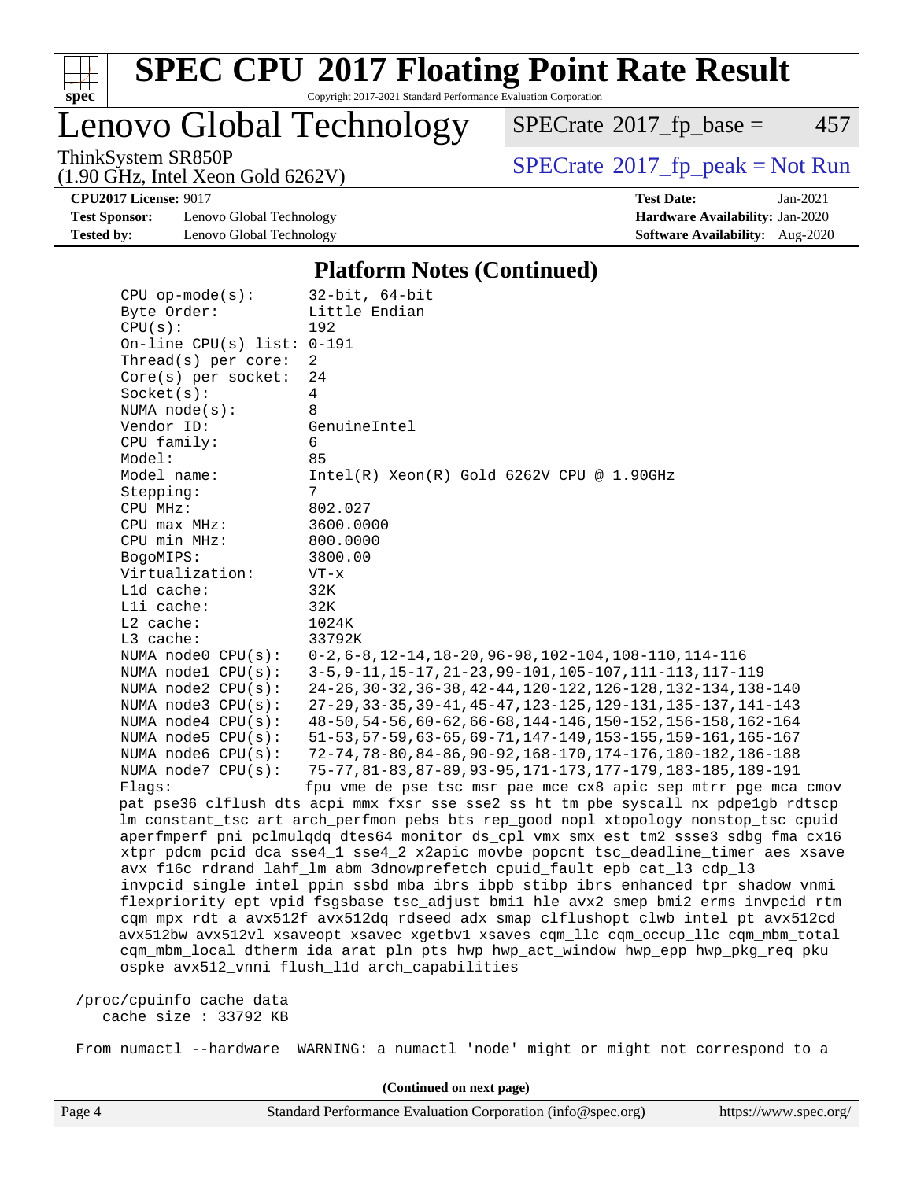## Platform Notes (Continued)

```
CPU op-mode(s):        32-bit, 64-bit
Byte Order:            Little Endian
CPU(s):                192
On-line CPU(s) list:   0-191
Thread(s) per core:    2
Core(s) per socket:    24
Socket(s):             4
NUMA node(s):          8
Vendor ID:             GenuineIntel
CPU family:            6
Model:                 85
Model name:            Intel(R) Xeon(R) Gold 6262V CPU @ 1.90GHz
Stepping:              7
CPU MHz:               802.027
CPU max MHz:           3600.0000
CPU min MHz:           800.0000
BogoMIPS:              3800.00
Virtualization:        VT-x
L1d cache:             32K
L1i cache:             32K
L2 cache:              1024K
L3 cache:              33792K
NUMA node0 CPU(s):     0-2,6-8,12-14,18-20,96-98,102-104,108-110,114-116
NUMA node1 CPU(s):     3-5,9-11,15-17,21-23,99-101,105-107,111-113,117-119
NUMA node2 CPU(s):     24-26,30-32,36-38,42-44,120-122,126-128,132-134,138-140
NUMA node3 CPU(s):     27-29,33-35,39-41,45-47,123-125,129-131,135-137,141-143
NUMA node4 CPU(s):     48-50,54-56,60-62,66-68,144-146,150-152,156-158,162-164
NUMA node5 CPU(s):     51-53,57-59,63-65,69-71,147-149,153-155,159-161,165-167
NUMA node6 CPU(s):     72-74,78-80,84-86,90-92,168-170,174-176,180-182,186-188
NUMA node7 CPU(s):     75-77,81-83,87-89,93-95,171-173,177-179,183-185,189-191
Flags:                 fpu vme de pse tsc msr pae mce cx8 apic sep mtrr pge mca cmov
pat pse36 clflush dts acpi mmx fxsr sse sse2 ss ht tm pbe syscall nx pdpe1gb rdtscp
lm constant_tsc art arch_perfmon pebs bts rep_good nopl xtopology nonstop_tsc cpuid
aperfmperf pni pclmulqdq dtes64 monitor ds_cpl vmx smx est tm2 ssse3 sdbg fma cx16
xtpr pdcm pcid dca sse4_1 sse4_2 x2apic movbe popcnt tsc_deadline_timer aes xsave
avx f16c rdrand lahf_lm abm 3dnowprefetch cpuid_fault epb cat_l3 cdp_l3
invpcid_single intel_ppin ssbd mba ibrs ibpb stibp ibrs_enhanced tpr_shadow vnmi
flexpriority ept vpid fsgsbase tsc_adjust bmi1 hle avx2 smep bmi2 erms invpcid rtm
cqm mpx rdt_a avx512f avx512dq rdseed adx smap clflushopt clwb intel_pt avx512cd
avx512bw avx512vl xsaveopt xsavec xgetbv1 xsaves cqm_llc cqm_occup_llc cqm_mbm_total
cqm_mbm_local dtherm ida arat pln pts hwp hwp_act_window hwp_epp hwp_pkg_req pku
ospke avx512_vnni flush_l1d arch_capabilities

/proc/cpuinfo cache data
   cache size : 33792 KB

From numactl --hardware  WARNING: a numactl 'node' might or might not correspond to a
```

(Continued on next page)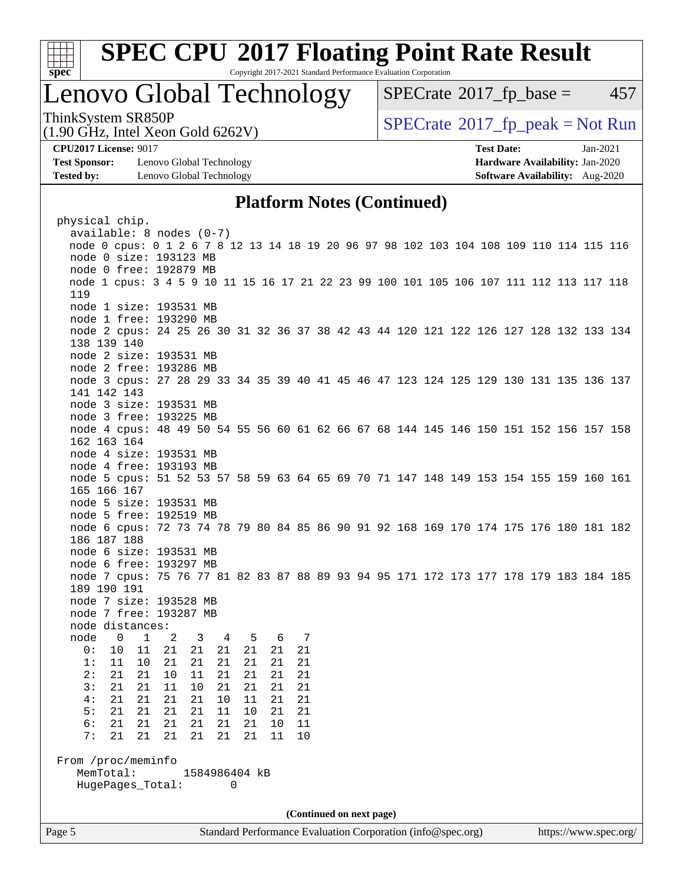## Platform Notes (Continued)

```
physical chip.
  available: 8 nodes (0-7)
  node 0 cpus: 0 1 2 6 7 8 12 13 14 18 19 20 96 97 98 102 103 104 108 109 110 114 115 116
  node 0 size: 193123 MB
  node 0 free: 192879 MB
  node 1 cpus: 3 4 5 9 10 11 15 16 17 21 22 23 99 100 101 105 106 107 111 112 113 117 118
  119
  node 1 size: 193531 MB
  node 1 free: 193290 MB
  node 2 cpus: 24 25 26 30 31 32 36 37 38 42 43 44 120 121 122 126 127 128 132 133 134
  138 139 140
  node 2 size: 193531 MB
  node 2 free: 193286 MB
  node 3 cpus: 27 28 29 33 34 35 39 40 41 45 46 47 123 124 125 129 130 131 135 136 137
  141 142 143
  node 3 size: 193531 MB
  node 3 free: 193225 MB
  node 4 cpus: 48 49 50 54 55 56 60 61 62 66 67 68 144 145 146 150 151 152 156 157 158
  162 163 164
  node 4 size: 193531 MB
  node 4 free: 193193 MB
  node 5 cpus: 51 52 53 57 58 59 63 64 65 69 70 71 147 148 149 153 154 155 159 160 161
  165 166 167
  node 5 size: 193531 MB
  node 5 free: 192519 MB
  node 6 cpus: 72 73 74 78 79 80 84 85 86 90 91 92 168 169 170 174 175 176 180 181 182
  186 187 188
  node 6 size: 193531 MB
  node 6 free: 193297 MB
  node 7 cpus: 75 76 77 81 82 83 87 88 89 93 94 95 171 172 173 177 178 179 183 184 185
  189 190 191
  node 7 size: 193528 MB
  node 7 free: 193287 MB
  node distances:
  node   0   1   2   3   4   5   6   7
    0:  10  11  21  21  21  21  21  21
    1:  11  10  21  21  21  21  21  21
    2:  21  21  10  11  21  21  21  21
    3:  21  21  11  10  21  21  21  21
    4:  21  21  21  21  10  11  21  21
    5:  21  21  21  21  11  10  21  21
    6:  21  21  21  21  21  21  10  11
    7:  21  21  21  21  21  21  11  10

From /proc/meminfo
   MemTotal:       1584986404 kB
   HugePages_Total:       0
```

(Continued on next page)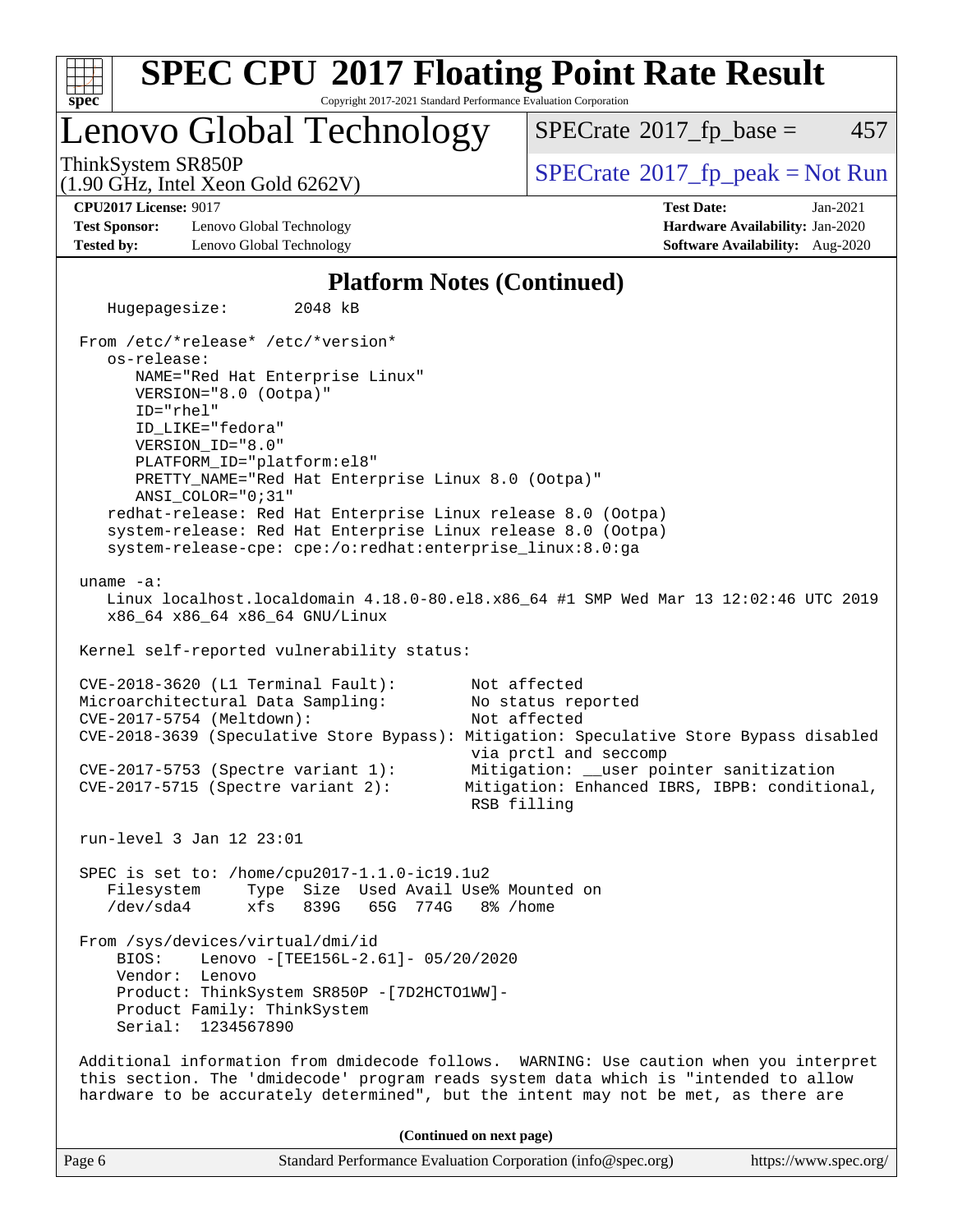## Platform Notes (Continued)

```
   Hugepagesize:       2048 kB

From /etc/*release* /etc/*version*
   os-release:
      NAME="Red Hat Enterprise Linux"
      VERSION="8.0 (Ootpa)"
      ID="rhel"
      ID_LIKE="fedora"
      VERSION_ID="8.0"
      PLATFORM_ID="platform:el8"
      PRETTY_NAME="Red Hat Enterprise Linux 8.0 (Ootpa)"
      ANSI_COLOR="0;31"
   redhat-release: Red Hat Enterprise Linux release 8.0 (Ootpa)
   system-release: Red Hat Enterprise Linux release 8.0 (Ootpa)
   system-release-cpe: cpe:/o:redhat:enterprise_linux:8.0:ga

uname -a:
   Linux localhost.localdomain 4.18.0-80.el8.x86_64 #1 SMP Wed Mar 13 12:02:46 UTC 2019
   x86_64 x86_64 x86_64 GNU/Linux

Kernel self-reported vulnerability status:

CVE-2018-3620 (L1 Terminal Fault):        Not affected
Microarchitectural Data Sampling:         No status reported
CVE-2017-5754 (Meltdown):                 Not affected
CVE-2018-3639 (Speculative Store Bypass): Mitigation: Speculative Store Bypass disabled
                                          via prctl and seccomp
CVE-2017-5753 (Spectre variant 1):        Mitigation: __user pointer sanitization
CVE-2017-5715 (Spectre variant 2):        Mitigation: Enhanced IBRS, IBPB: conditional,
                                          RSB filling

run-level 3 Jan 12 23:01

SPEC is set to: /home/cpu2017-1.1.0-ic19.1u2
   Filesystem     Type  Size  Used Avail Use% Mounted on
   /dev/sda4      xfs   839G   65G  774G   8% /home

From /sys/devices/virtual/dmi/id
    BIOS:    Lenovo -[TEE156L-2.61]- 05/20/2020
    Vendor:  Lenovo
    Product: ThinkSystem SR850P -[7D2HCTO1WW]-
    Product Family: ThinkSystem
    Serial:  1234567890

Additional information from dmidecode follows.  WARNING: Use caution when you interpret
this section. The 'dmidecode' program reads system data which is "intended to allow
hardware to be accurately determined", but the intent may not be met, as there are
```

(Continued on next page)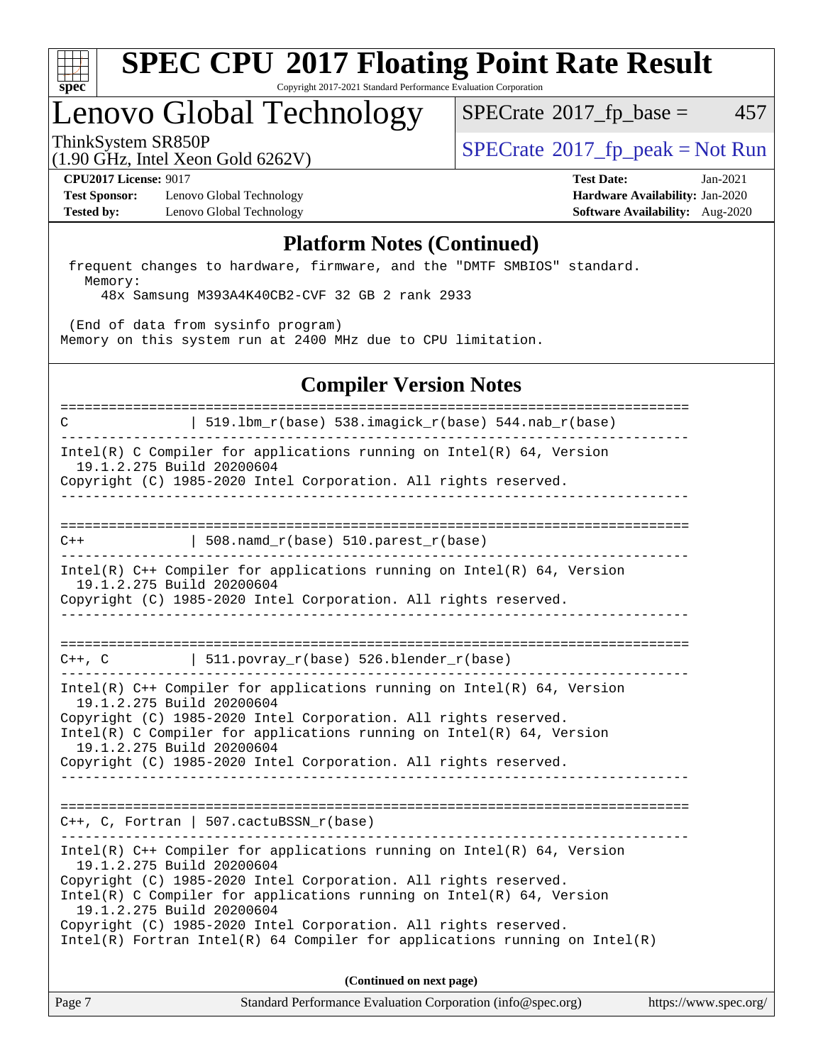## Platform Notes (Continued)

```
 frequent changes to hardware, firmware, and the "DMTF SMBIOS" standard.
   Memory:
     48x Samsung M393A4K40CB2-CVF 32 GB 2 rank 2933

 (End of data from sysinfo program)
Memory on this system run at 2400 MHz due to CPU limitation.
```

## Compiler Version Notes

```
==============================================================================
C               | 519.lbm_r(base) 538.imagick_r(base) 544.nab_r(base)
------------------------------------------------------------------------------
Intel(R) C Compiler for applications running on Intel(R) 64, Version
  19.1.2.275 Build 20200604
Copyright (C) 1985-2020 Intel Corporation. All rights reserved.
------------------------------------------------------------------------------

==============================================================================
C++             | 508.namd_r(base) 510.parest_r(base)
------------------------------------------------------------------------------
Intel(R) C++ Compiler for applications running on Intel(R) 64, Version
  19.1.2.275 Build 20200604
Copyright (C) 1985-2020 Intel Corporation. All rights reserved.
------------------------------------------------------------------------------

==============================================================================
C++, C          | 511.povray_r(base) 526.blender_r(base)
------------------------------------------------------------------------------
Intel(R) C++ Compiler for applications running on Intel(R) 64, Version
  19.1.2.275 Build 20200604
Copyright (C) 1985-2020 Intel Corporation. All rights reserved.
Intel(R) C Compiler for applications running on Intel(R) 64, Version
  19.1.2.275 Build 20200604
Copyright (C) 1985-2020 Intel Corporation. All rights reserved.
------------------------------------------------------------------------------

==============================================================================
C++, C, Fortran | 507.cactuBSSN_r(base)
------------------------------------------------------------------------------
Intel(R) C++ Compiler for applications running on Intel(R) 64, Version
  19.1.2.275 Build 20200604
Copyright (C) 1985-2020 Intel Corporation. All rights reserved.
Intel(R) C Compiler for applications running on Intel(R) 64, Version
  19.1.2.275 Build 20200604
Copyright (C) 1985-2020 Intel Corporation. All rights reserved.
Intel(R) Fortran Intel(R) 64 Compiler for applications running on Intel(R)
```

**(Continued on next page)**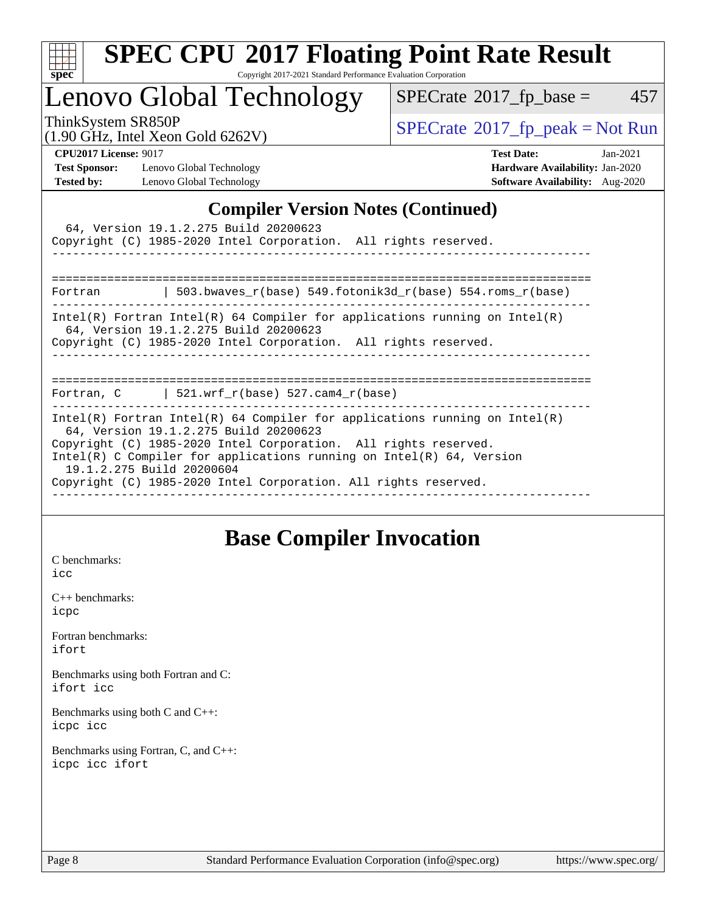## Compiler Version Notes (Continued)

```
  64, Version 19.1.2.275 Build 20200623
Copyright (C) 1985-2020 Intel Corporation.  All rights reserved.
------------------------------------------------------------------------------

==============================================================================
Fortran         | 503.bwaves_r(base) 549.fotonik3d_r(base) 554.roms_r(base)
------------------------------------------------------------------------------
Intel(R) Fortran Intel(R) 64 Compiler for applications running on Intel(R)
  64, Version 19.1.2.275 Build 20200623
Copyright (C) 1985-2020 Intel Corporation.  All rights reserved.
------------------------------------------------------------------------------

==============================================================================
Fortran, C      | 521.wrf_r(base) 527.cam4_r(base)
------------------------------------------------------------------------------
Intel(R) Fortran Intel(R) 64 Compiler for applications running on Intel(R)
  64, Version 19.1.2.275 Build 20200623
Copyright (C) 1985-2020 Intel Corporation.  All rights reserved.
Intel(R) C Compiler for applications running on Intel(R) 64, Version
  19.1.2.275 Build 20200604
Copyright (C) 1985-2020 Intel Corporation. All rights reserved.
------------------------------------------------------------------------------
```

## Base Compiler Invocation

C benchmarks:
`icc`

C++ benchmarks:
`icpc`

Fortran benchmarks:
`ifort`

Benchmarks using both Fortran and C:
`ifort icc`

Benchmarks using both C and C++:
`icpc icc`

Benchmarks using Fortran, C, and C++:
`icpc icc ifort`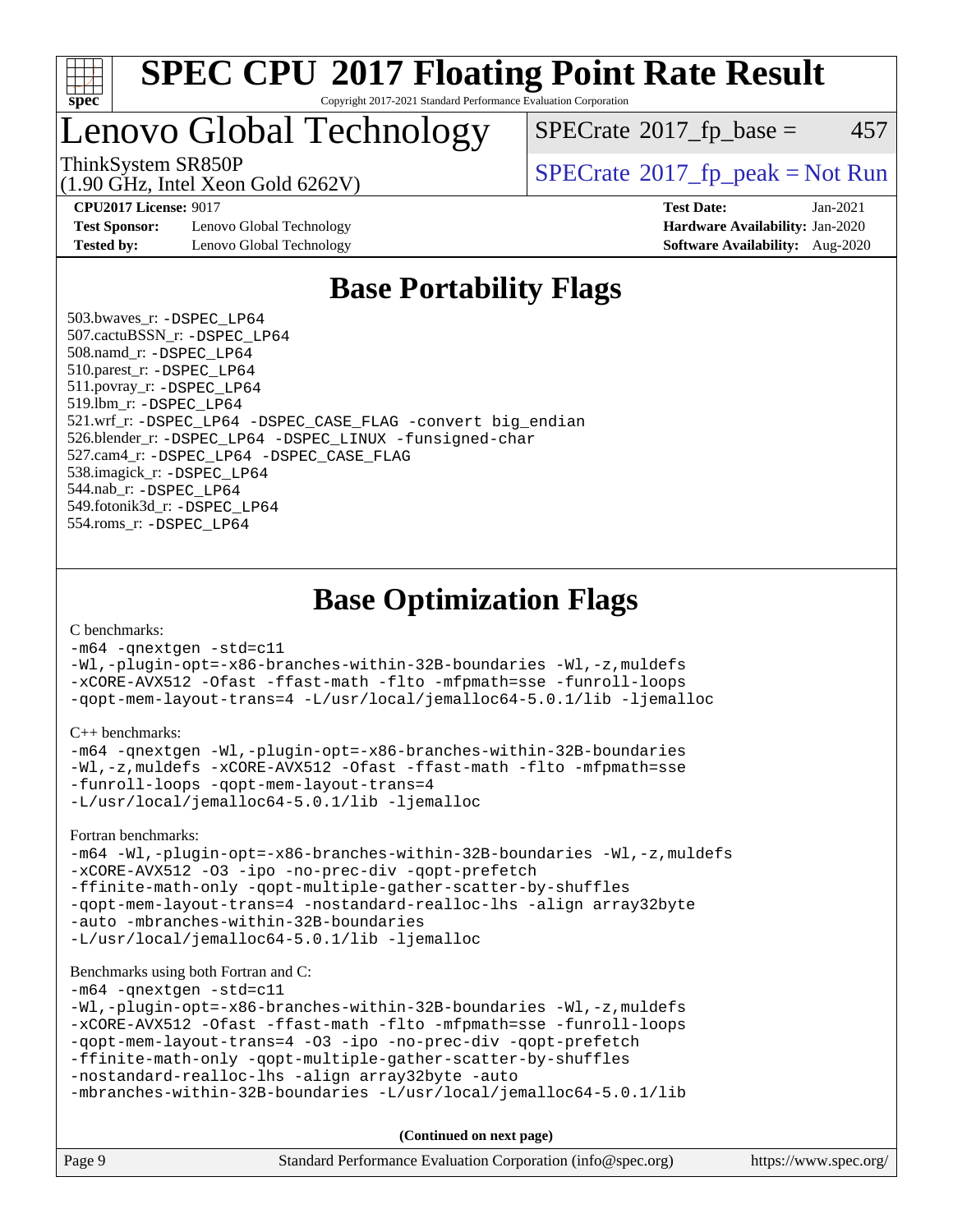# Base Portability Flags

503.bwaves_r: -DSPEC_LP64
507.cactuBSSN_r: -DSPEC_LP64
508.namd_r: -DSPEC_LP64
510.parest_r: -DSPEC_LP64
511.povray_r: -DSPEC_LP64
519.lbm_r: -DSPEC_LP64
521.wrf_r: -DSPEC_LP64 -DSPEC_CASE_FLAG -convert big_endian
526.blender_r: -DSPEC_LP64 -DSPEC_LINUX -funsigned-char
527.cam4_r: -DSPEC_LP64 -DSPEC_CASE_FLAG
538.imagick_r: -DSPEC_LP64
544.nab_r: -DSPEC_LP64
549.fotonik3d_r: -DSPEC_LP64
554.roms_r: -DSPEC_LP64

# Base Optimization Flags

C benchmarks:

```
-m64 -qnextgen -std=c11
-Wl,-plugin-opt=-x86-branches-within-32B-boundaries -Wl,-z,muldefs
-xCORE-AVX512 -Ofast -ffast-math -flto -mfpmath=sse -funroll-loops
-qopt-mem-layout-trans=4 -L/usr/local/jemalloc64-5.0.1/lib -ljemalloc
```

C++ benchmarks:

```
-m64 -qnextgen -Wl,-plugin-opt=-x86-branches-within-32B-boundaries
-Wl,-z,muldefs -xCORE-AVX512 -Ofast -ffast-math -flto -mfpmath=sse
-funroll-loops -qopt-mem-layout-trans=4
-L/usr/local/jemalloc64-5.0.1/lib -ljemalloc
```

Fortran benchmarks:

```
-m64 -Wl,-plugin-opt=-x86-branches-within-32B-boundaries -Wl,-z,muldefs
-xCORE-AVX512 -O3 -ipo -no-prec-div -qopt-prefetch
-ffinite-math-only -qopt-multiple-gather-scatter-by-shuffles
-qopt-mem-layout-trans=4 -nostandard-realloc-lhs -align array32byte
-auto -mbranches-within-32B-boundaries
-L/usr/local/jemalloc64-5.0.1/lib -ljemalloc
```

Benchmarks using both Fortran and C:

```
-m64 -qnextgen -std=c11
-Wl,-plugin-opt=-x86-branches-within-32B-boundaries -Wl,-z,muldefs
-xCORE-AVX512 -Ofast -ffast-math -flto -mfpmath=sse -funroll-loops
-qopt-mem-layout-trans=4 -O3 -ipo -no-prec-div -qopt-prefetch
-ffinite-math-only -qopt-multiple-gather-scatter-by-shuffles
-nostandard-realloc-lhs -align array32byte -auto
-mbranches-within-32B-boundaries -L/usr/local/jemalloc64-5.0.1/lib
```

**(Continued on next page)**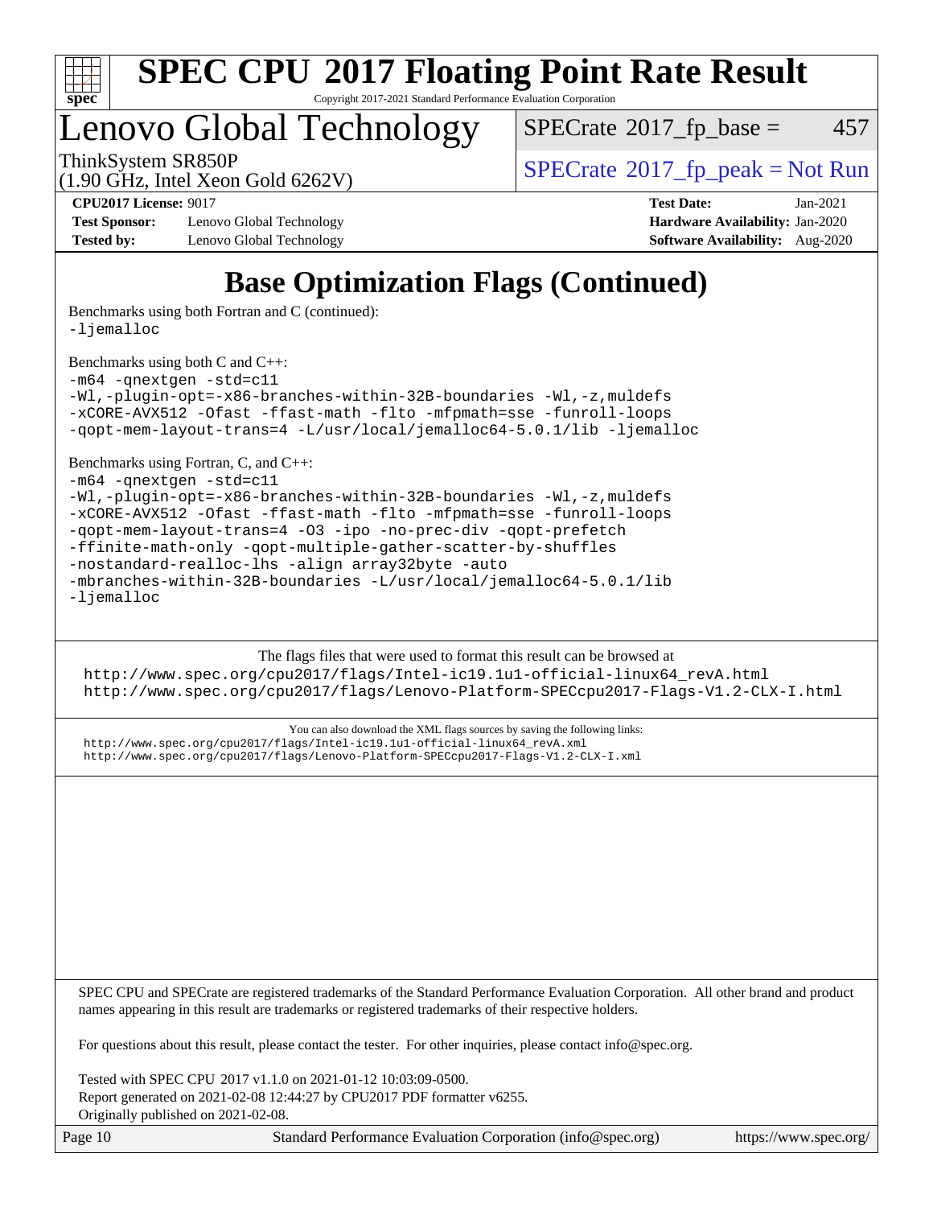# Base Optimization Flags (Continued)

Benchmarks using both Fortran and C (continued):
-ljemalloc

Benchmarks using both C and C++:
-m64 -qnextgen -std=c11
-Wl,-plugin-opt=-x86-branches-within-32B-boundaries -Wl,-z,muldefs
-xCORE-AVX512 -Ofast -ffast-math -flto -mfpmath=sse -funroll-loops
-qopt-mem-layout-trans=4 -L/usr/local/jemalloc64-5.0.1/lib -ljemalloc

Benchmarks using Fortran, C, and C++:
-m64 -qnextgen -std=c11
-Wl,-plugin-opt=-x86-branches-within-32B-boundaries -Wl,-z,muldefs
-xCORE-AVX512 -Ofast -ffast-math -flto -mfpmath=sse -funroll-loops
-qopt-mem-layout-trans=4 -O3 -ipo -no-prec-div -qopt-prefetch
-ffinite-math-only -qopt-multiple-gather-scatter-by-shuffles
-nostandard-realloc-lhs -align array32byte -auto
-mbranches-within-32B-boundaries -L/usr/local/jemalloc64-5.0.1/lib
-ljemalloc

The flags files that were used to format this result can be browsed at
http://www.spec.org/cpu2017/flags/Intel-ic19.1u1-official-linux64_revA.html
http://www.spec.org/cpu2017/flags/Lenovo-Platform-SPECcpu2017-Flags-V1.2-CLX-I.html

You can also download the XML flags sources by saving the following links:
http://www.spec.org/cpu2017/flags/Intel-ic19.1u1-official-linux64_revA.xml
http://www.spec.org/cpu2017/flags/Lenovo-Platform-SPECcpu2017-Flags-V1.2-CLX-I.xml

SPEC CPU and SPECrate are registered trademarks of the Standard Performance Evaluation Corporation. All other brand and product names appearing in this result are trademarks or registered trademarks of their respective holders.

For questions about this result, please contact the tester. For other inquiries, please contact info@spec.org.

Tested with SPEC CPU 2017 v1.1.0 on 2021-01-12 10:03:09-0500.
Report generated on 2021-02-08 12:44:27 by CPU2017 PDF formatter v6255.
Originally published on 2021-02-08.